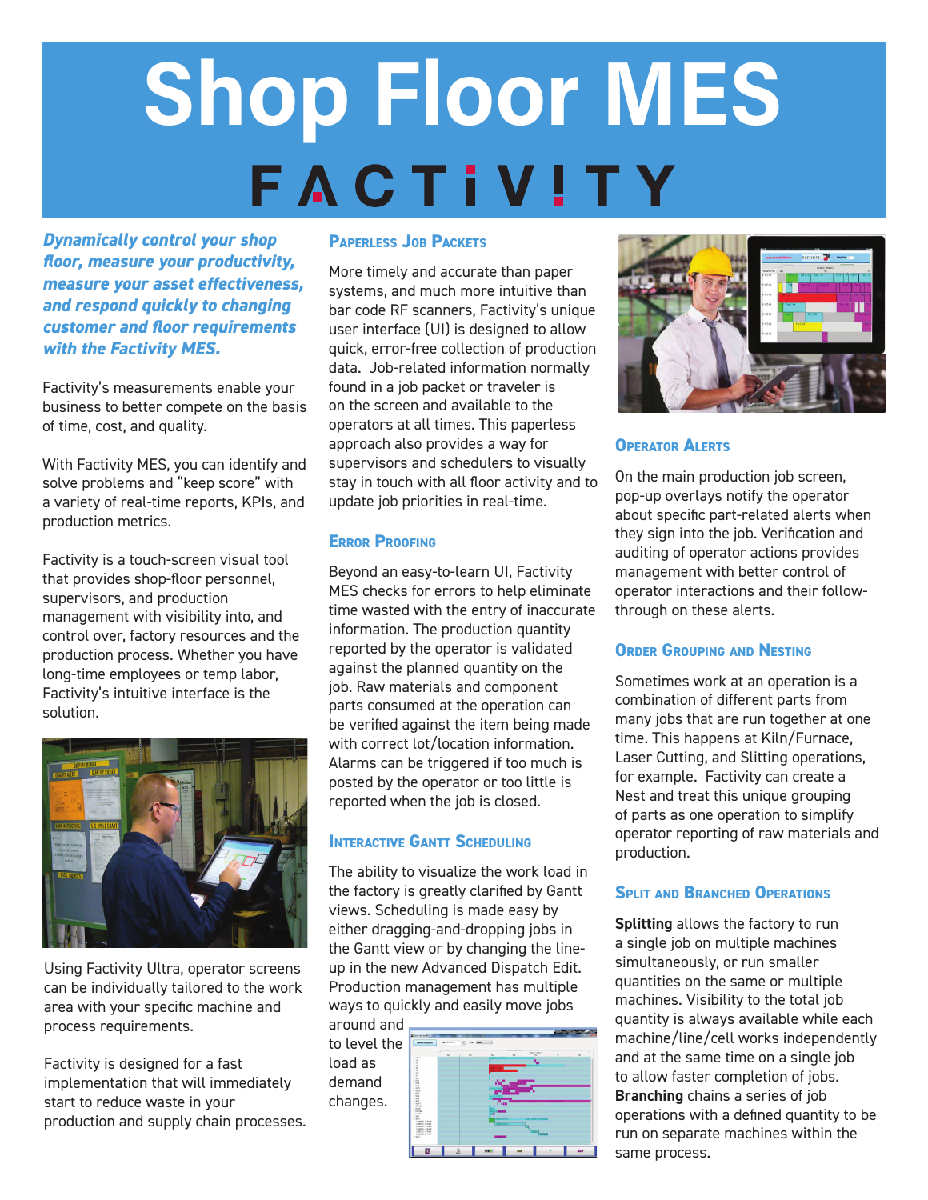# Shop Floor MES

## FACTIVITY

***Dynamically control your shop floor, measure your productivity, measure your asset effectiveness, and respond quickly to changing customer and floor requirements with the Factivity MES.***

Factivity's measurements enable your business to better compete on the basis of time, cost, and quality.

With Factivity MES, you can identify and solve problems and "keep score" with a variety of real-time reports, KPIs, and production metrics.

Factivity is a touch-screen visual tool that provides shop-floor personnel, supervisors, and production management with visibility into, and control over, factory resources and the production process. Whether you have long-time employees or temp labor, Factivity's intuitive interface is the solution.

Using Factivity Ultra, operator screens can be individually tailored to the work area with your specific machine and process requirements.

Factivity is designed for a fast implementation that will immediately start to reduce waste in your production and supply chain processes.

### Paperless Job Packets

More timely and accurate than paper systems, and much more intuitive than bar code RF scanners, Factivity's unique user interface (UI) is designed to allow quick, error-free collection of production data. Job-related information normally found in a job packet or traveler is on the screen and available to the operators at all times. This paperless approach also provides a way for supervisors and schedulers to visually stay in touch with all floor activity and to update job priorities in real-time.

### Error Proofing

Beyond an easy-to-learn UI, Factivity MES checks for errors to help eliminate time wasted with the entry of inaccurate information. The production quantity reported by the operator is validated against the planned quantity on the job. Raw materials and component parts consumed at the operation can be verified against the item being made with correct lot/location information. Alarms can be triggered if too much is posted by the operator or too little is reported when the job is closed.

### Interactive Gantt Scheduling

The ability to visualize the work load in the factory is greatly clarified by Gantt views. Scheduling is made easy by either dragging-and-dropping jobs in the Gantt view or by changing the line-up in the new Advanced Dispatch Edit. Production management has multiple ways to quickly and easily move jobs around and to level the load as demand changes.

### Operator Alerts

On the main production job screen, pop-up overlays notify the operator about specific part-related alerts when they sign into the job. Verification and auditing of operator actions provides management with better control of operator interactions and their follow-through on these alerts.

### Order Grouping and Nesting

Sometimes work at an operation is a combination of different parts from many jobs that are run together at one time. This happens at Kiln/Furnace, Laser Cutting, and Slitting operations, for example. Factivity can create a Nest and treat this unique grouping of parts as one operation to simplify operator reporting of raw materials and production.

### Split and Branched Operations

**Splitting** allows the factory to run a single job on multiple machines simultaneously, or run smaller quantities on the same or multiple machines. Visibility to the total job quantity is always available while each machine/line/cell works independently and at the same time on a single job to allow faster completion of jobs. **Branching** chains a series of job operations with a defined quantity to be run on separate machines within the same process.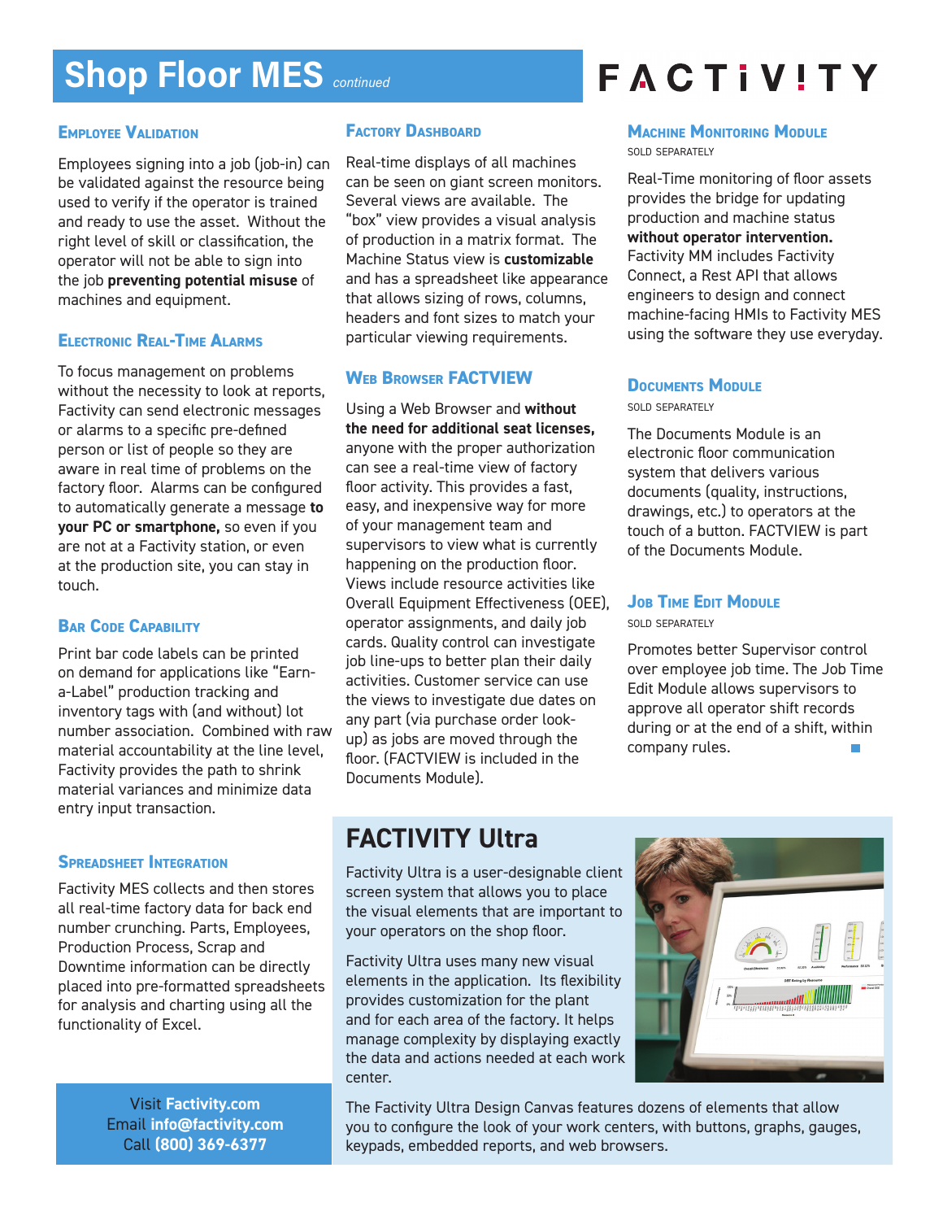# Shop Floor MES *continued*

FACTIVITY

## Employee Validation

Employees signing into a job (job-in) can be validated against the resource being used to verify if the operator is trained and ready to use the asset. Without the right level of skill or classification, the operator will not be able to sign into the job **preventing potential misuse** of machines and equipment.

## Electronic Real-Time Alarms

To focus management on problems without the necessity to look at reports, Factivity can send electronic messages or alarms to a specific pre-defined person or list of people so they are aware in real time of problems on the factory floor. Alarms can be configured to automatically generate a message **to your PC or smartphone,** so even if you are not at a Factivity station, or even at the production site, you can stay in touch.

## Bar Code Capability

Print bar code labels can be printed on demand for applications like "Earn-a-Label" production tracking and inventory tags with (and without) lot number association. Combined with raw material accountability at the line level, Factivity provides the path to shrink material variances and minimize data entry input transaction.

## Spreadsheet Integration

Factivity MES collects and then stores all real-time factory data for back end number crunching. Parts, Employees, Production Process, Scrap and Downtime information can be directly placed into pre-formatted spreadsheets for analysis and charting using all the functionality of Excel.

## Factory Dashboard

Real-time displays of all machines can be seen on giant screen monitors. Several views are available. The "box" view provides a visual analysis of production in a matrix format. The Machine Status view is **customizable** and has a spreadsheet like appearance that allows sizing of rows, columns, headers and font sizes to match your particular viewing requirements.

## Web Browser FACTVIEW

Using a Web Browser and **without the need for additional seat licenses,** anyone with the proper authorization can see a real-time view of factory floor activity. This provides a fast, easy, and inexpensive way for more of your management team and supervisors to view what is currently happening on the production floor. Views include resource activities like Overall Equipment Effectiveness (OEE), operator assignments, and daily job cards. Quality control can investigate job line-ups to better plan their daily activities. Customer service can use the views to investigate due dates on any part (via purchase order look-up) as jobs are moved through the floor. (FACTVIEW is included in the Documents Module).

## Machine Monitoring Module

SOLD SEPARATELY

Real-Time monitoring of floor assets provides the bridge for updating production and machine status **without operator intervention.** Factivity MM includes Factivity Connect, a Rest API that allows engineers to design and connect machine-facing HMIs to Factivity MES using the software they use everyday.

## Documents Module

SOLD SEPARATELY

The Documents Module is an electronic floor communication system that delivers various documents (quality, instructions, drawings, etc.) to operators at the touch of a button. FACTVIEW is part of the Documents Module.

## Job Time Edit Module

SOLD SEPARATELY

Promotes better Supervisor control over employee job time. The Job Time Edit Module allows supervisors to approve all operator shift records during or at the end of a shift, within company rules.

# FACTIVITY Ultra

Factivity Ultra is a user-designable client screen system that allows you to place the visual elements that are important to your operators on the shop floor.

Factivity Ultra uses many new visual elements in the application. Its flexibility provides customization for the plant and for each area of the factory. It helps manage complexity by displaying exactly the data and actions needed at each work center.

The Factivity Ultra Design Canvas features dozens of elements that allow you to configure the look of your work centers, with buttons, graphs, gauges, keypads, embedded reports, and web browsers.

Visit **Factivity.com**
Email **info@factivity.com**
Call **(800) 369-6377**